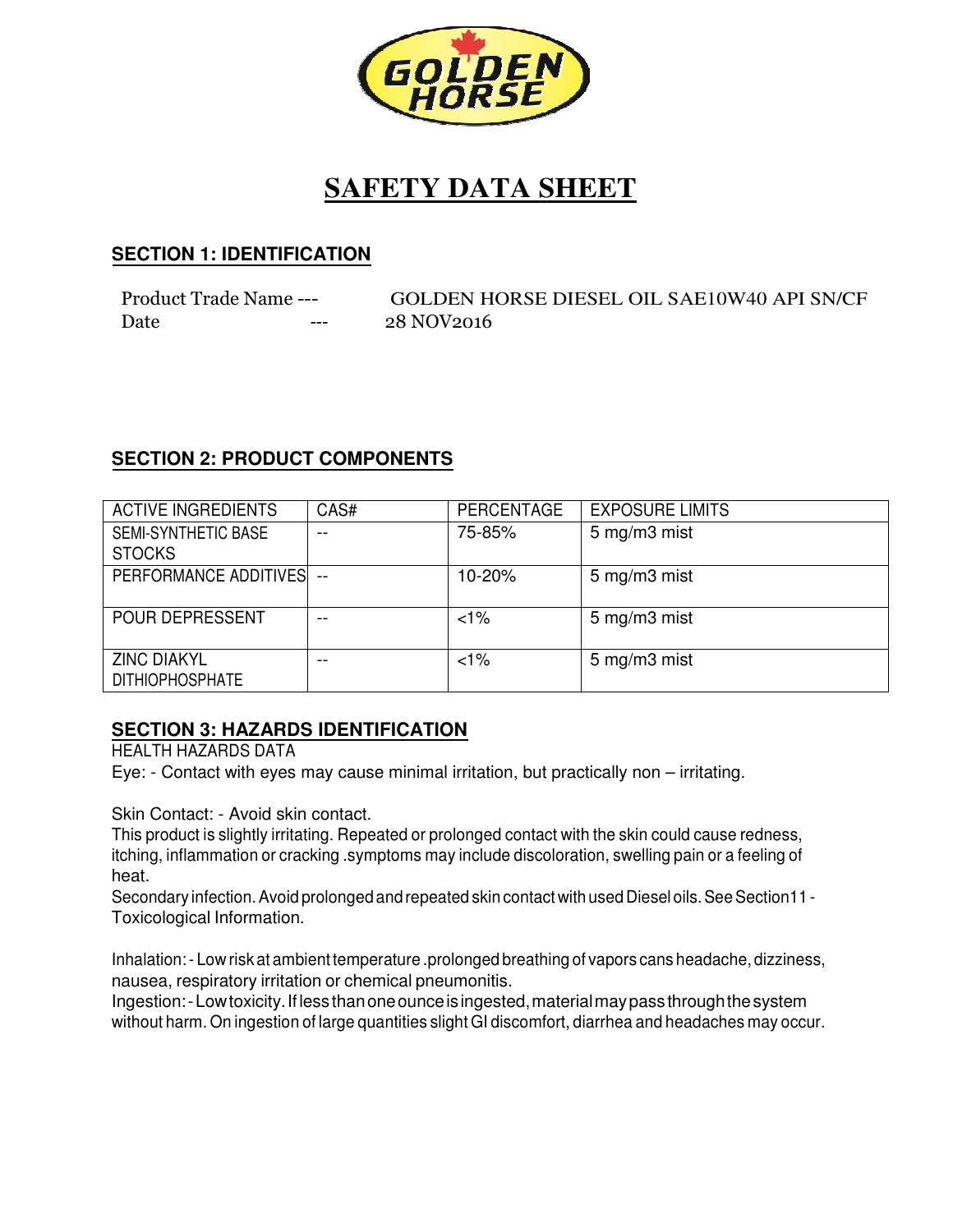# SAFETY DATA SHEET

## SECTION 1: IDENTIFICATION

Product Trade Name --- GOLDEN HORSE DIESEL OIL SAE10W40 API SN/CF

Date --- 28 NOV2016

## SECTION 2: PRODUCT COMPONENTS

| ACTIVE INGREDIENTS | CAS# | PERCENTAGE | EXPOSURE LIMITS |
| --- | --- | --- | --- |
| SEMI-SYNTHETIC BASE STOCKS | -- | 75-85% | 5 mg/m3 mist |
| PERFORMANCE ADDITIVES | -- | 10-20% | 5 mg/m3 mist |
| POUR DEPRESSENT | -- | <1% | 5 mg/m3 mist |
| ZINC DIAKYL DITHIOPHOSPHATE | -- | <1% | 5 mg/m3 mist |

## SECTION 3: HAZARDS IDENTIFICATION

HEALTH HAZARDS DATA

Eye: - Contact with eyes may cause minimal irritation, but practically non – irritating.

Skin Contact: - Avoid skin contact.

This product is slightly irritating. Repeated or prolonged contact with the skin could cause redness, itching, inflammation or cracking .symptoms may include discoloration, swelling pain or a feeling of heat.

Secondary infection. Avoid prolonged and repeated skin contact with used Diesel oils. See Section11 - Toxicological Information.

Inhalation: - Low risk at ambient temperature .prolonged breathing of vapors cans headache, dizziness, nausea, respiratory irritation or chemical pneumonitis.

Ingestion: - Low toxicity. If less than one ounce is ingested, material may pass through the system without harm. On ingestion of large quantities slight GI discomfort, diarrhea and headaches may occur.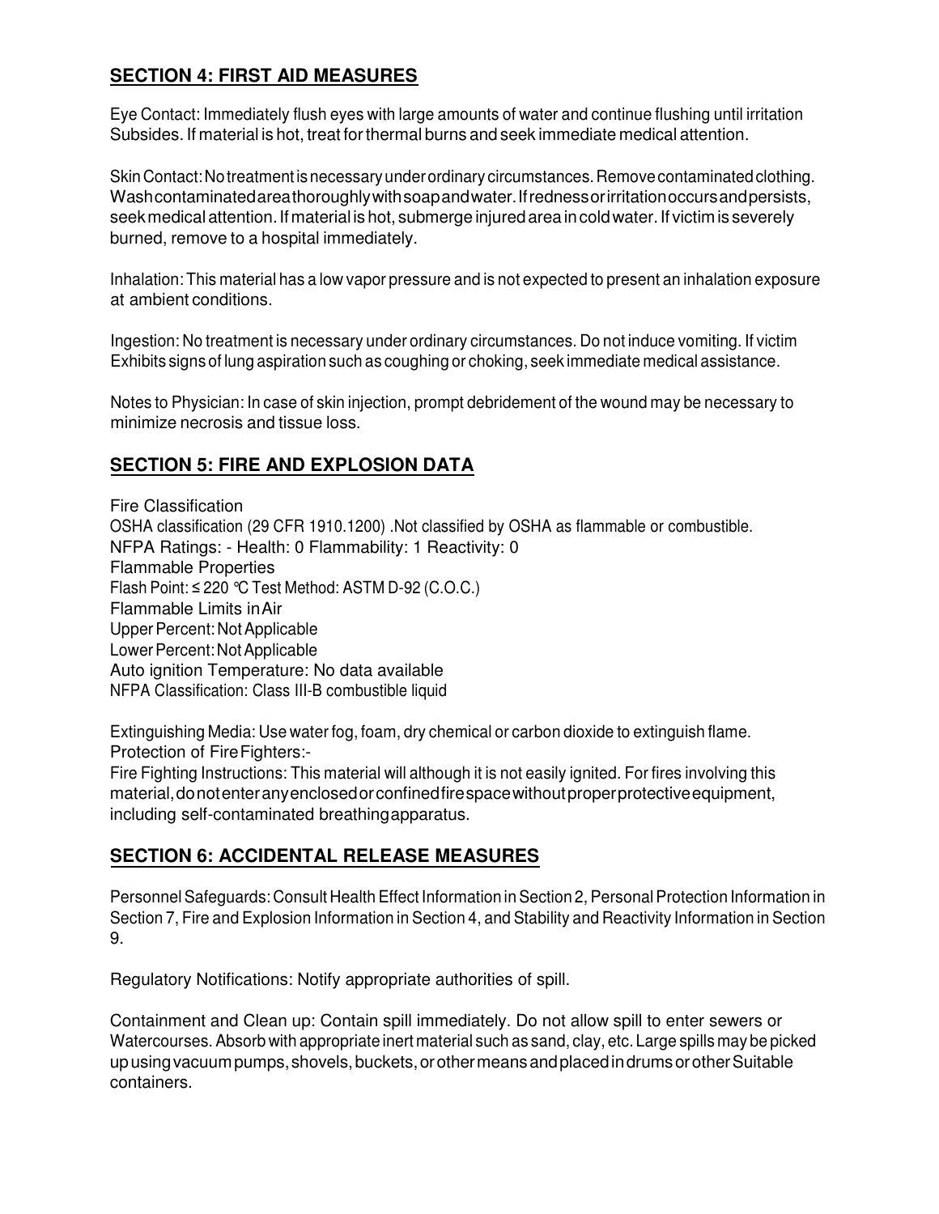## SECTION 4: FIRST AID MEASURES

Eye Contact: Immediately flush eyes with large amounts of water and continue flushing until irritation Subsides. If material is hot, treat for thermal burns and seek immediate medical attention.

Skin Contact: No treatment is necessary under ordinary circumstances. Remove contaminated clothing. Wash contaminated area thoroughly with soap and water. If redness or irritation occurs and persists, seek medical attention. If material is hot, submerge injured area in cold water. If victim is severely burned, remove to a hospital immediately.

Inhalation: This material has a low vapor pressure and is not expected to present an inhalation exposure at ambient conditions.

Ingestion: No treatment is necessary under ordinary circumstances. Do not induce vomiting. If victim Exhibits signs of lung aspiration such as coughing or choking, seek immediate medical assistance.

Notes to Physician: In case of skin injection, prompt debridement of the wound may be necessary to minimize necrosis and tissue loss.

## SECTION 5: FIRE AND EXPLOSION DATA

Fire Classification
OSHA classification (29 CFR 1910.1200) .Not classified by OSHA as flammable or combustible.
NFPA Ratings: - Health: 0 Flammability: 1 Reactivity: 0
Flammable Properties
Flash Point: ≤ 220 °C Test Method: ASTM D-92 (C.O.C.)
Flammable Limits in Air
Upper Percent: Not Applicable
Lower Percent: Not Applicable
Auto ignition Temperature: No data available
NFPA Classification: Class III-B combustible liquid

Extinguishing Media: Use water fog, foam, dry chemical or carbon dioxide to extinguish flame.
Protection of Fire Fighters:-
Fire Fighting Instructions: This material will although it is not easily ignited. For fires involving this material, do not enter any enclosed or confined fire space without proper protective equipment, including self-contaminated breathing apparatus.

## SECTION 6: ACCIDENTAL RELEASE MEASURES

Personnel Safeguards: Consult Health Effect Information in Section 2, Personal Protection Information in Section 7, Fire and Explosion Information in Section 4, and Stability and Reactivity Information in Section 9.

Regulatory Notifications: Notify appropriate authorities of spill.

Containment and Clean up: Contain spill immediately. Do not allow spill to enter sewers or Watercourses. Absorb with appropriate inert material such as sand, clay, etc. Large spills may be picked up using vacuum pumps, shovels, buckets, or other means and placed in drums or other Suitable containers.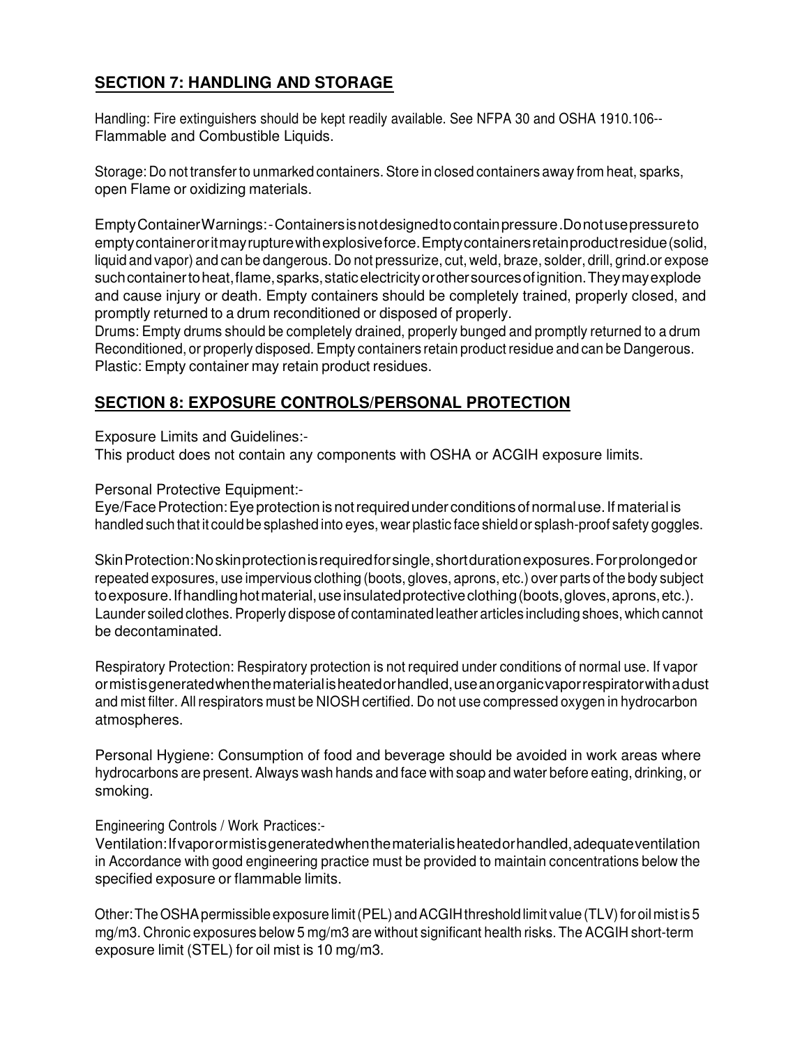## **SECTION 7: HANDLING AND STORAGE**

Handling: Fire extinguishers should be kept readily available. See NFPA 30 and OSHA 1910.106-- Flammable and Combustible Liquids.

Storage: Do not transfer to unmarked containers. Store in closed containers away from heat, sparks, open Flame or oxidizing materials.

Empty Container Warnings: - Containers is not designed to contain pressure. Do not use pressure to empty container or it may rupture with explosive force. Empty containers retain product residue (solid, liquid and vapor) and can be dangerous. Do not pressurize, cut, weld, braze, solder, drill, grind.or expose such container to heat, flame, sparks, static electricity or other sources of ignition. They may explode and cause injury or death. Empty containers should be completely trained, properly closed, and promptly returned to a drum reconditioned or disposed of properly.

Drums: Empty drums should be completely drained, properly bunged and promptly returned to a drum Reconditioned, or properly disposed. Empty containers retain product residue and can be Dangerous.

Plastic: Empty container may retain product residues.

## **SECTION 8: EXPOSURE CONTROLS/PERSONAL PROTECTION**

Exposure Limits and Guidelines:-

This product does not contain any components with OSHA or ACGIH exposure limits.

Personal Protective Equipment:-

Eye/Face Protection: Eye protection is not required under conditions of normal use. If material is handled such that it could be splashed into eyes, wear plastic face shield or splash-proof safety goggles.

Skin Protection: No skin protection is required for single, short duration exposures. For prolonged or repeated exposures, use impervious clothing (boots, gloves, aprons, etc.) over parts of the body subject to exposure. If handling hot material, use insulated protective clothing (boots, gloves, aprons, etc.). Launder soiled clothes. Properly dispose of contaminated leather articles including shoes, which cannot be decontaminated.

Respiratory Protection: Respiratory protection is not required under conditions of normal use. If vapor or mist is generated when the material is heated or handled, use an organic vapor respirator with a dust and mist filter. All respirators must be NIOSH certified. Do not use compressed oxygen in hydrocarbon atmospheres.

Personal Hygiene: Consumption of food and beverage should be avoided in work areas where hydrocarbons are present. Always wash hands and face with soap and water before eating, drinking, or smoking.

Engineering Controls / Work Practices:-

Ventilation: If vapor or mist is generated when the material is heated or handled, adequate ventilation in Accordance with good engineering practice must be provided to maintain concentrations below the specified exposure or flammable limits.

Other: The OSHA permissible exposure limit (PEL) and ACGIH threshold limit value (TLV) for oil mist is 5 mg/m3. Chronic exposures below 5 mg/m3 are without significant health risks. The ACGIH short-term exposure limit (STEL) for oil mist is 10 mg/m3.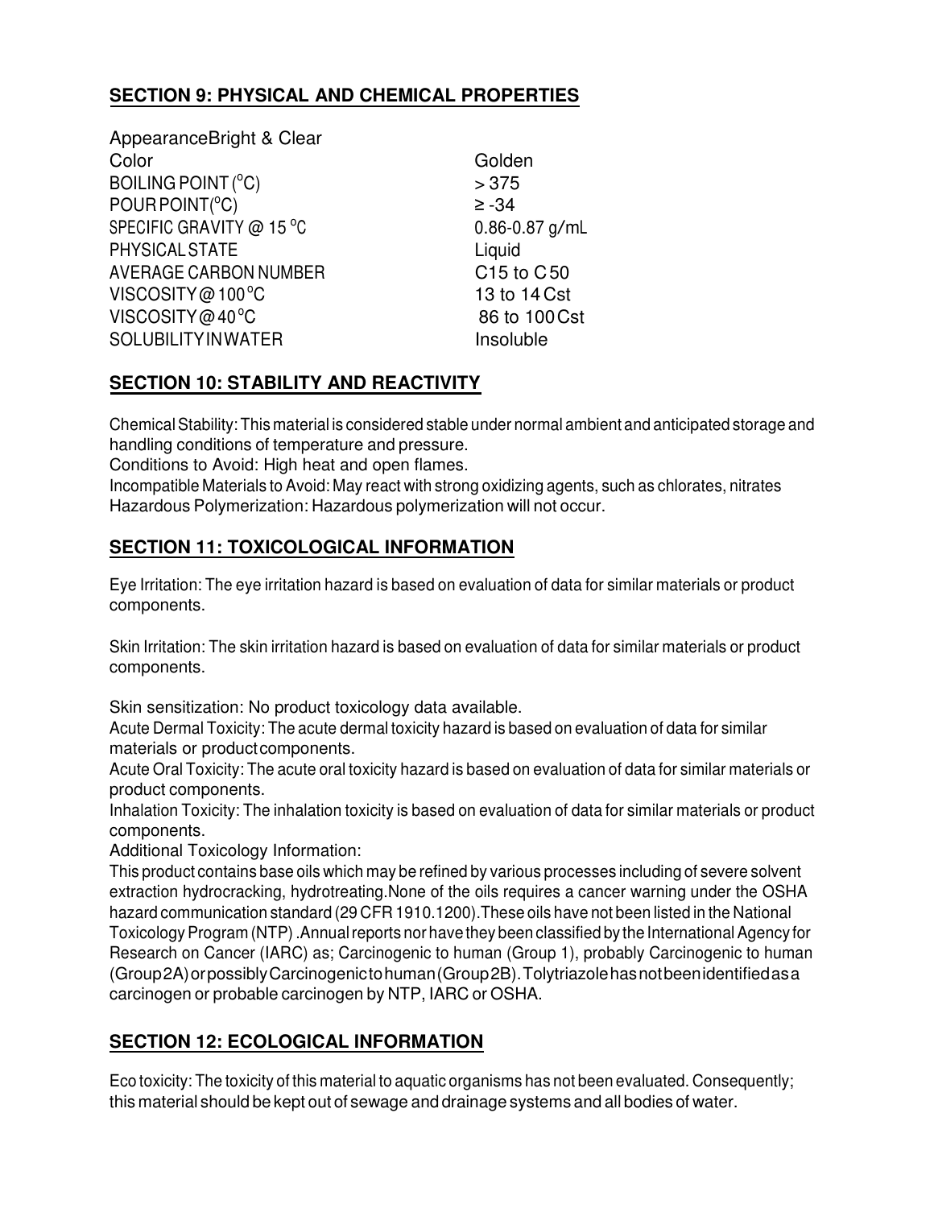## SECTION 9: PHYSICAL AND CHEMICAL PROPERTIES

| Property | Value |
|---|---|
| Appearance | Bright & Clear |
| Color | Golden |
| BOILING POINT ($^oC$) | > 375 |
| POUR POINT($^oC$) | ≥ -34 |
| SPECIFIC GRAVITY @ 15 $^oC$ | 0.86-0.87 g/mL |
| PHYSICAL STATE | Liquid |
| AVERAGE CARBON NUMBER | C15 to C50 |
| VISCOSITY @ 100 $^oC$ | 13 to 14 Cst |
| VISCOSITY @ 40 $^oC$ | 86 to 100 Cst |
| SOLUBILITY IN WATER | Insoluble |

## SECTION 10: STABILITY AND REACTIVITY

Chemical Stability: This material is considered stable under normal ambient and anticipated storage and handling conditions of temperature and pressure.

Conditions to Avoid: High heat and open flames.

Incompatible Materials to Avoid: May react with strong oxidizing agents, such as chlorates, nitrates

Hazardous Polymerization: Hazardous polymerization will not occur.

## SECTION 11: TOXICOLOGICAL INFORMATION

Eye Irritation: The eye irritation hazard is based on evaluation of data for similar materials or product components.

Skin Irritation: The skin irritation hazard is based on evaluation of data for similar materials or product components.

Skin sensitization: No product toxicology data available.

Acute Dermal Toxicity: The acute dermal toxicity hazard is based on evaluation of data for similar materials or product components.

Acute Oral Toxicity: The acute oral toxicity hazard is based on evaluation of data for similar materials or product components.

Inhalation Toxicity: The inhalation toxicity is based on evaluation of data for similar materials or product components.

Additional Toxicology Information:

This product contains base oils which may be refined by various processes including of severe solvent extraction hydrocracking, hydrotreating.None of the oils requires a cancer warning under the OSHA hazard communication standard (29 CFR 1910.1200).These oils have not been listed in the National Toxicology Program (NTP) .Annual reports nor have they been classified by the International Agency for Research on Cancer (IARC) as; Carcinogenic to human (Group 1), probably Carcinogenic to human (Group2A) or possibly Carcinogenic to human (Group2B). Tolytriazole has not been identified as a carcinogen or probable carcinogen by NTP, IARC or OSHA.

## SECTION 12: ECOLOGICAL INFORMATION

Eco toxicity: The toxicity of this material to aquatic organisms has not been evaluated. Consequently; this material should be kept out of sewage and drainage systems and all bodies of water.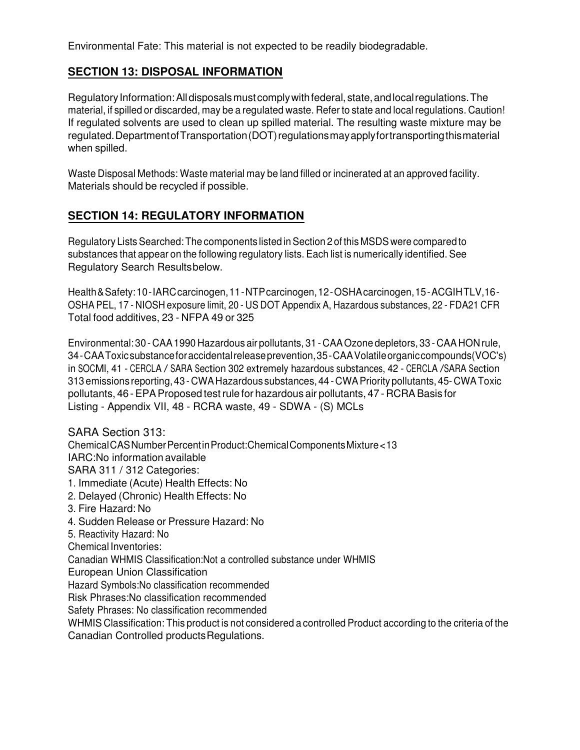Environmental Fate: This material is not expected to be readily biodegradable.

## SECTION 13: DISPOSAL INFORMATION

Regulatory Information: All disposals must comply with federal, state, and local regulations. The material, if spilled or discarded, may be a regulated waste. Refer to state and local regulations. Caution! If regulated solvents are used to clean up spilled material. The resulting waste mixture may be regulated. Department of Transportation (DOT) regulations may apply for transporting this material when spilled.

Waste Disposal Methods: Waste material may be land filled or incinerated at an approved facility. Materials should be recycled if possible.

## SECTION 14: REGULATORY INFORMATION

Regulatory Lists Searched: The components listed in Section 2 of this MSDS were compared to substances that appear on the following regulatory lists. Each list is numerically identified. See Regulatory Search Results below.

Health & Safety: 10 - IARC carcinogen, 11 - NTP carcinogen, 12 - OSHA carcinogen, 15 - ACGIH TLV, 16 - OSHA PEL, 17 - NIOSH exposure limit, 20 - US DOT Appendix A, Hazardous substances, 22 - FDA21 CFR Total food additives, 23 - NFPA 49 or 325

Environmental: 30 - CAA 1990 Hazardous air pollutants, 31 - CAA Ozone depletors, 33 - CAA HON rule, 34 - CAA Toxic substance for accidental release prevention, 35 - CAA Volatile organic compounds (VOC's) in SOCMI, 41 - CERCLA / SARA Section 302 extremely hazardous substances, 42 - CERCLA /SARA Section 313 emissions reporting, 43 - CWA Hazardous substances, 44 - CWA Priority pollutants, 45- CWA Toxic pollutants, 46 - EPA Proposed test rule for hazardous air pollutants, 47 - RCRA Basis for Listing - Appendix VII, 48 - RCRA waste, 49 - SDWA - (S) MCLs

SARA Section 313:
Chemical CAS Number Percent in Product: Chemical Components Mixture <13
IARC: No information available
SARA 311 / 312 Categories:
1. Immediate (Acute) Health Effects: No
2. Delayed (Chronic) Health Effects: No
3. Fire Hazard: No
4. Sudden Release or Pressure Hazard: No
5. Reactivity Hazard: No
Chemical Inventories:
Canadian WHMIS Classification: Not a controlled substance under WHMIS
European Union Classification
Hazard Symbols: No classification recommended
Risk Phrases: No classification recommended
Safety Phrases: No classification recommended
WHMIS Classification: This product is not considered a controlled Product according to the criteria of the Canadian Controlled products Regulations.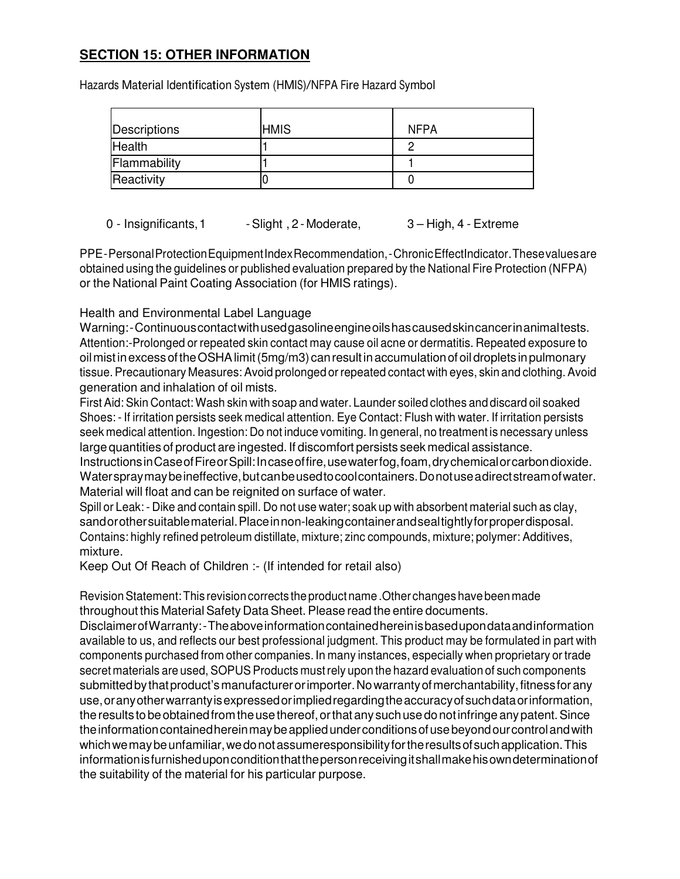## **SECTION 15: OTHER INFORMATION**

Hazards Material Identification System (HMIS)/NFPA Fire Hazard Symbol

| Descriptions | HMIS | NFPA |
|---|---|---|
| Health | 1 | 2 |
| Flammability | 1 | 1 |
| Reactivity | 0 | 0 |

0 - Insignificants, 1 - Slight , 2 - Moderate, 3 – High, 4 - Extreme

PPE - Personal Protection Equipment Index Recommendation, - Chronic Effect Indicator. These values are obtained using the guidelines or published evaluation prepared by the National Fire Protection (NFPA) or the National Paint Coating Association (for HMIS ratings).

Health and Environmental Label Language

Warning: - Continuous contact with used gasoline engine oils has caused skin cancer in animal tests. Attention:-Prolonged or repeated skin contact may cause oil acne or dermatitis. Repeated exposure to oil mist in excess of the OSHA limit (5mg/m3) can result in accumulation of oil droplets in pulmonary tissue. Precautionary Measures: Avoid prolonged or repeated contact with eyes, skin and clothing. Avoid generation and inhalation of oil mists.

First Aid: Skin Contact: Wash skin with soap and water. Launder soiled clothes and discard oil soaked Shoes: - If irritation persists seek medical attention. Eye Contact: Flush with water. If irritation persists seek medical attention. Ingestion: Do not induce vomiting. In general, no treatment is necessary unless large quantities of product are ingested. If discomfort persists seek medical assistance.

Instructions in Case of Fire or Spill: In case of fire, use water fog, foam, dry chemical or carbon dioxide. Water spray may be ineffective, but can be used to cool containers. Do not use a direct stream of water. Material will float and can be reignited on surface of water.

Spill or Leak: - Dike and contain spill. Do not use water; soak up with absorbent material such as clay, sand or other suitable material. Place in non-leaking container and seal tightly for proper disposal. Contains: highly refined petroleum distillate, mixture; zinc compounds, mixture; polymer: Additives, mixture.

Keep Out Of Reach of Children :- (If intended for retail also)

Revision Statement: This revision corrects the product name .Other changes have been made throughout this Material Safety Data Sheet. Please read the entire documents.

Disclaimer of Warranty: - The above information contained herein is based upon data and information available to us, and reflects our best professional judgment. This product may be formulated in part with components purchased from other companies. In many instances, especially when proprietary or trade secret materials are used, SOPUS Products must rely upon the hazard evaluation of such components submitted by that product's manufacturer or importer. No warranty of merchantability, fitness for any use, or any other warranty is expressed or implied regarding the accuracy of such data or information, the results to be obtained from the use thereof, or that any such use do not infringe any patent. Since the information contained herein may be applied under conditions of use beyond our control and with which we may be unfamiliar, we do not assume responsibility for the results of such application. This information is furnished upon condition that the person receiving it shall make his own determination of the suitability of the material for his particular purpose.